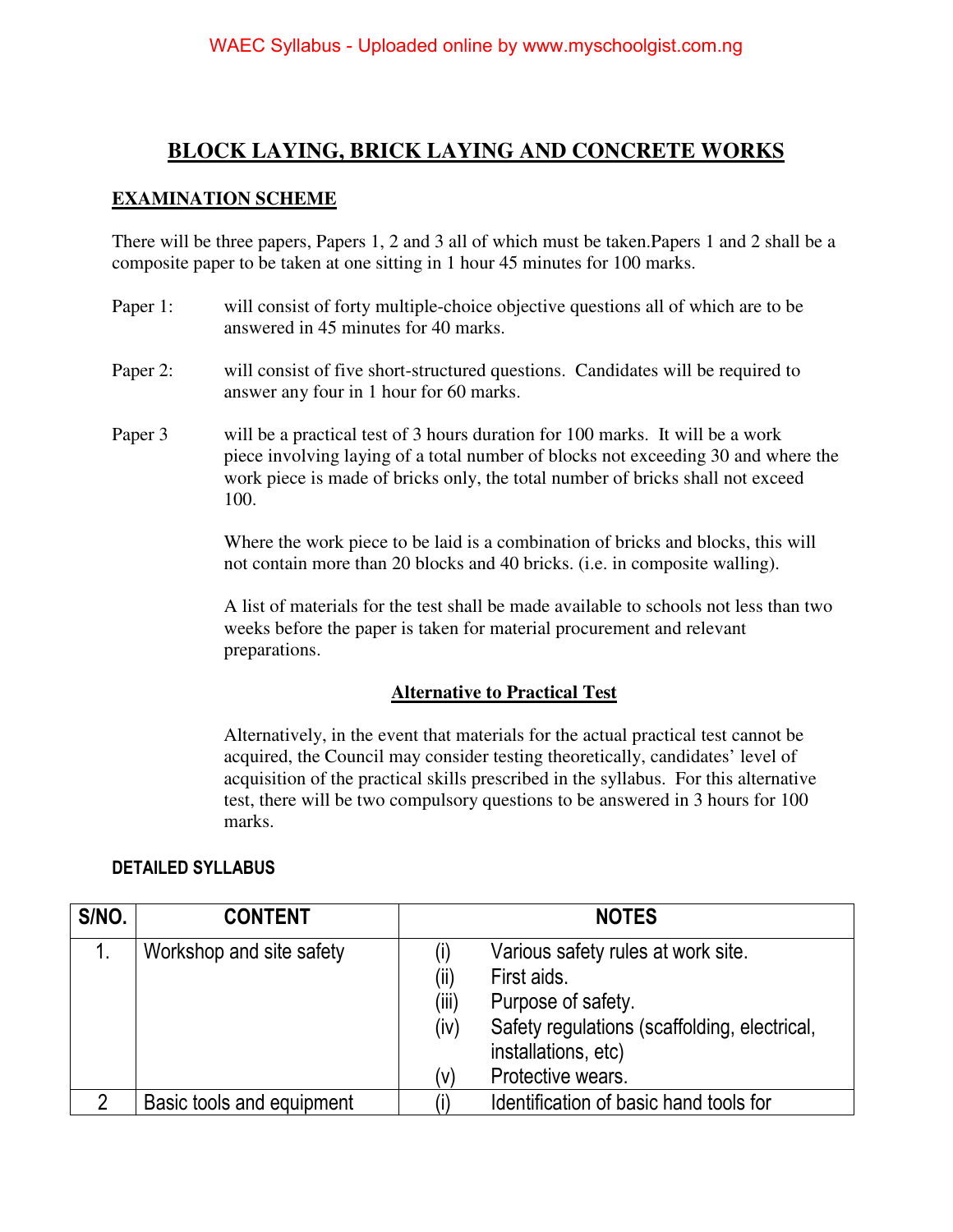# BLOCK LAYING, BRICK LAYING AND CONCRETE WORKS

## EXAMINATION SCHEME

There will be three papers, Papers 1, 2 and 3 all of which must be taken.Papers 1 and 2 shall be a composite paper to be taken at one sitting in 1 hour 45 minutes for 100 marks.

Paper 1: will consist of forty multiple-choice objective questions all of which are to be answered in 45 minutes for 40 marks.

Paper 2: will consist of five short-structured questions. Candidates will be required to answer any four in 1 hour for 60 marks.

Paper 3 will be a practical test of 3 hours duration for 100 marks. It will be a work piece involving laying of a total number of blocks not exceeding 30 and where the work piece is made of bricks only, the total number of bricks shall not exceed 100.

Where the work piece to be laid is a combination of bricks and blocks, this will not contain more than 20 blocks and 40 bricks. (i.e. in composite walling).

A list of materials for the test shall be made available to schools not less than two weeks before the paper is taken for material procurement and relevant preparations.

### Alternative to Practical Test

Alternatively, in the event that materials for the actual practical test cannot be acquired, the Council may consider testing theoretically, candidates' level of acquisition of the practical skills prescribed in the syllabus. For this alternative test, there will be two compulsory questions to be answered in 3 hours for 100 marks.

## DETAILED SYLLABUS

| S/NO. | CONTENT | NOTES |
|---|---|---|
| 1. | Workshop and site safety | (i) Various safety rules at work site.<br>(ii) First aids.<br>(iii) Purpose of safety.<br>(iv) Safety regulations (scaffolding, electrical, installations, etc)<br>(v) Protective wears. |
| 2 | Basic tools and equipment | (i) Identification of basic hand tools for |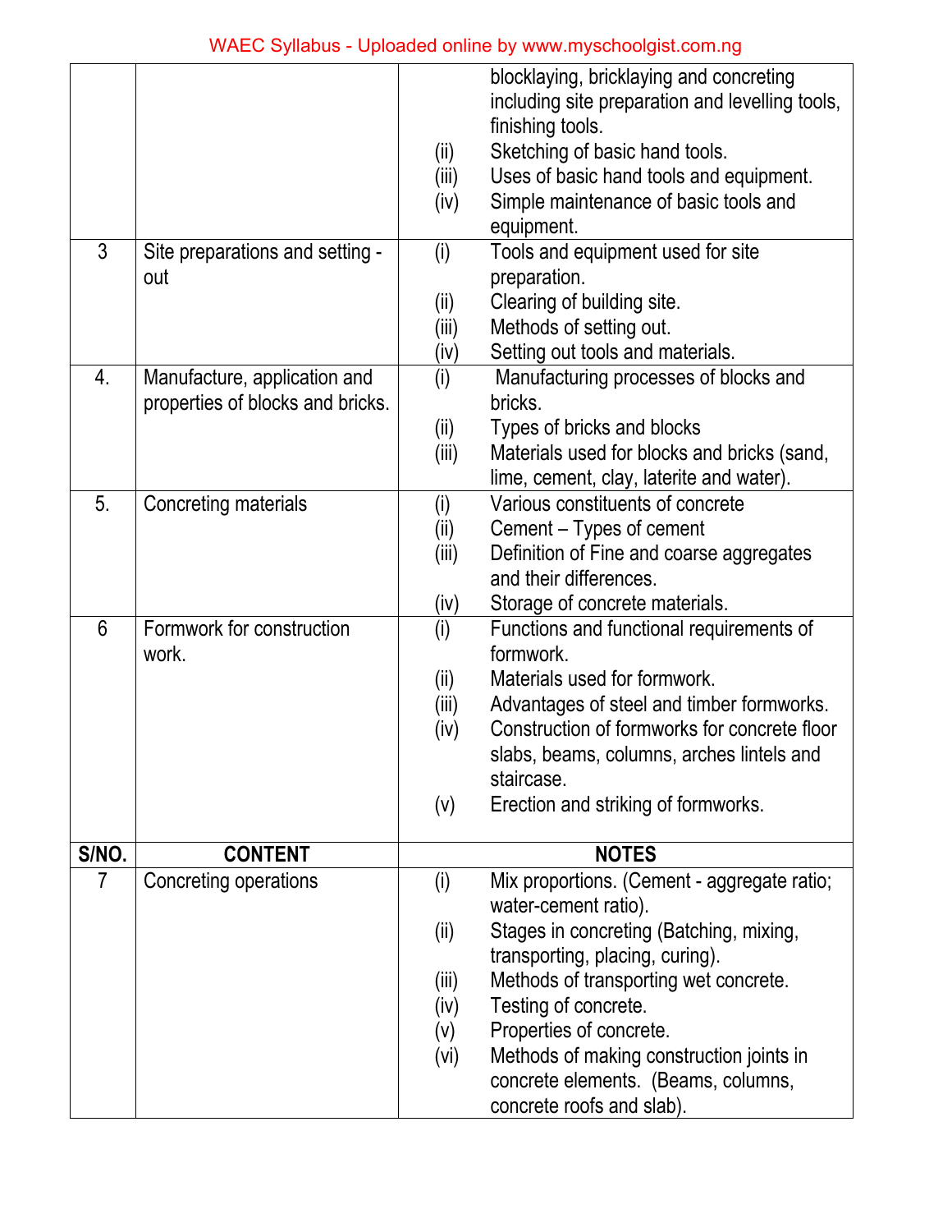| | | |
|---|---|---|
| | | blocklaying, bricklaying and concreting including site preparation and levelling tools, finishing tools.<br>(ii) Sketching of basic hand tools.<br>(iii) Uses of basic hand tools and equipment.<br>(iv) Simple maintenance of basic tools and equipment. |
| 3 | Site preparations and setting - out | (i) Tools and equipment used for site preparation.<br>(ii) Clearing of building site.<br>(iii) Methods of setting out.<br>(iv) Setting out tools and materials. |
| 4. | Manufacture, application and properties of blocks and bricks. | (i) Manufacturing processes of blocks and bricks.<br>(ii) Types of bricks and blocks<br>(iii) Materials used for blocks and bricks (sand, lime, cement, clay, laterite and water). |
| 5. | Concreting materials | (i) Various constituents of concrete<br>(ii) Cement – Types of cement<br>(iii) Definition of Fine and coarse aggregates and their differences.<br>(iv) Storage of concrete materials. |
| 6 | Formwork for construction work. | (i) Functions and functional requirements of formwork.<br>(ii) Materials used for formwork.<br>(iii) Advantages of steel and timber formworks.<br>(iv) Construction of formworks for concrete floor slabs, beams, columns, arches lintels and staircase.<br>(v) Erection and striking of formworks. |
| **S/NO.** | **CONTENT** | **NOTES** |
| 7 | Concreting operations | (i) Mix proportions. (Cement - aggregate ratio; water-cement ratio).<br>(ii) Stages in concreting (Batching, mixing, transporting, placing, curing).<br>(iii) Methods of transporting wet concrete.<br>(iv) Testing of concrete.<br>(v) Properties of concrete.<br>(vi) Methods of making construction joints in concrete elements. (Beams, columns, concrete roofs and slab). |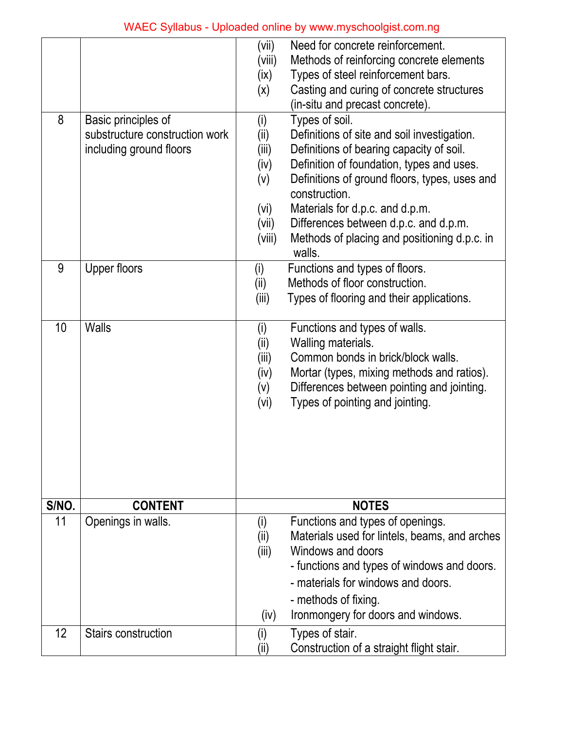| S/NO. | CONTENT | NOTES |
|---|---|---|
| | | (vii) Need for concrete reinforcement.<br>(viii) Methods of reinforcing concrete elements<br>(ix) Types of steel reinforcement bars.<br>(x) Casting and curing of concrete structures (in-situ and precast concrete). |
| 8 | Basic principles of substructure construction work including ground floors | (i) Types of soil.<br>(ii) Definitions of site and soil investigation.<br>(iii) Definitions of bearing capacity of soil.<br>(iv) Definition of foundation, types and uses.<br>(v) Definitions of ground floors, types, uses and construction.<br>(vi) Materials for d.p.c. and d.p.m.<br>(vii) Differences between d.p.c. and d.p.m.<br>(viii) Methods of placing and positioning d.p.c. in walls. |
| 9 | Upper floors | (i) Functions and types of floors.<br>(ii) Methods of floor construction.<br>(iii) Types of flooring and their applications. |
| 10 | Walls | (i) Functions and types of walls.<br>(ii) Walling materials.<br>(iii) Common bonds in brick/block walls.<br>(iv) Mortar (types, mixing methods and ratios).<br>(v) Differences between pointing and jointing.<br>(vi) Types of pointing and jointing. |
| **S/NO.** | **CONTENT** | **NOTES** |
| 11 | Openings in walls. | (i) Functions and types of openings.<br>(ii) Materials used for lintels, beams, and arches<br>(iii) Windows and doors<br>- functions and types of windows and doors.<br>- materials for windows and doors.<br>- methods of fixing.<br>(iv) Ironmongery for doors and windows. |
| 12 | Stairs construction | (i) Types of stair.<br>(ii) Construction of a straight flight stair. |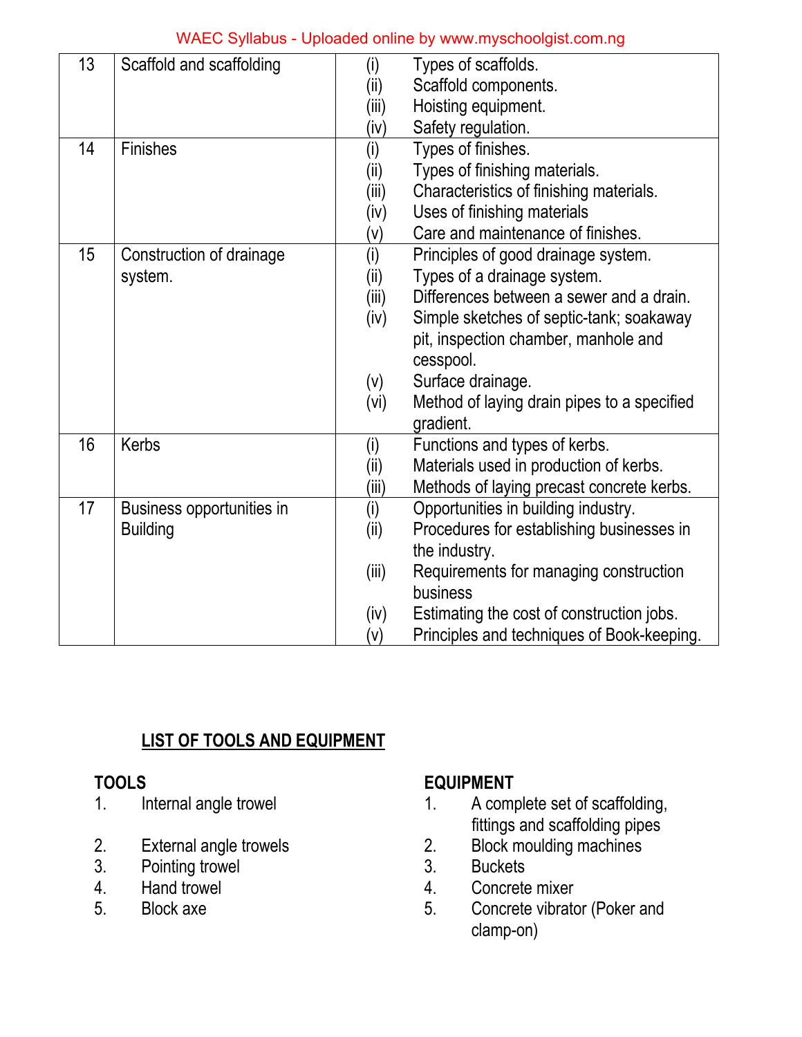| | | |
|---|---|---|
| 13 | Scaffold and scaffolding | (i) Types of scaffolds.<br>(ii) Scaffold components.<br>(iii) Hoisting equipment.<br>(iv) Safety regulation. |
| 14 | Finishes | (i) Types of finishes.<br>(ii) Types of finishing materials.<br>(iii) Characteristics of finishing materials.<br>(iv) Uses of finishing materials<br>(v) Care and maintenance of finishes. |
| 15 | Construction of drainage system. | (i) Principles of good drainage system.<br>(ii) Types of a drainage system.<br>(iii) Differences between a sewer and a drain.<br>(iv) Simple sketches of septic-tank; soakaway pit, inspection chamber, manhole and cesspool.<br>(v) Surface drainage.<br>(vi) Method of laying drain pipes to a specified gradient. |
| 16 | Kerbs | (i) Functions and types of kerbs.<br>(ii) Materials used in production of kerbs.<br>(iii) Methods of laying precast concrete kerbs. |
| 17 | Business opportunities in Building | (i) Opportunities in building industry.<br>(ii) Procedures for establishing businesses in the industry.<br>(iii) Requirements for managing construction business<br>(iv) Estimating the cost of construction jobs.<br>(v) Principles and techniques of Book-keeping. |

## LIST OF TOOLS AND EQUIPMENT

**TOOLS**

1. Internal angle trowel
2. External angle trowels
3. Pointing trowel
4. Hand trowel
5. Block axe

**EQUIPMENT**

1. A complete set of scaffolding, fittings and scaffolding pipes
2. Block moulding machines
3. Buckets
4. Concrete mixer
5. Concrete vibrator (Poker and clamp-on)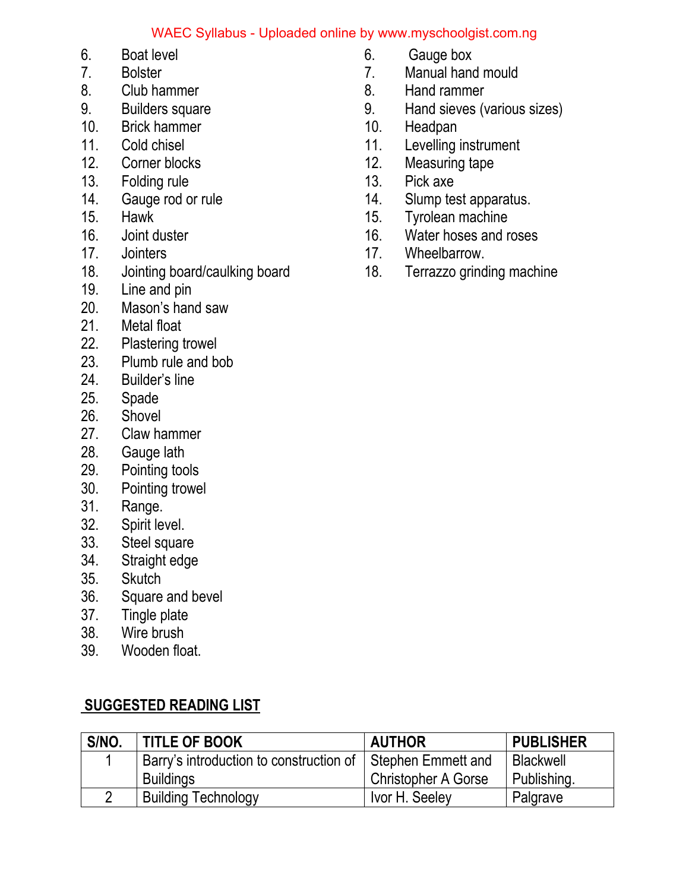6. Boat level
7. Bolster
8. Club hammer
9. Builders square
10. Brick hammer
11. Cold chisel
12. Corner blocks
13. Folding rule
14. Gauge rod or rule
15. Hawk
16. Joint duster
17. Jointers
18. Jointing board/caulking board
19. Line and pin
20. Mason's hand saw
21. Metal float
22. Plastering trowel
23. Plumb rule and bob
24. Builder's line
25. Spade
26. Shovel
27. Claw hammer
28. Gauge lath
29. Pointing tools
30. Pointing trowel
31. Range.
32. Spirit level.
33. Steel square
34. Straight edge
35. Skutch
36. Square and bevel
37. Tingle plate
38. Wire brush
39. Wooden float.

6. Gauge box
7. Manual hand mould
8. Hand rammer
9. Hand sieves (various sizes)
10. Headpan
11. Levelling instrument
12. Measuring tape
13. Pick axe
14. Slump test apparatus.
15. Tyrolean machine
16. Water hoses and roses
17. Wheelbarrow.
18. Terrazzo grinding machine

## SUGGESTED READING LIST

| S/NO. | TITLE OF BOOK | AUTHOR | PUBLISHER |
|---|---|---|---|
| 1 | Barry's introduction to construction of Buildings | Stephen Emmett and Christopher A Gorse | Blackwell Publishing. |
| 2 | Building Technology | Ivor H. Seeley | Palgrave |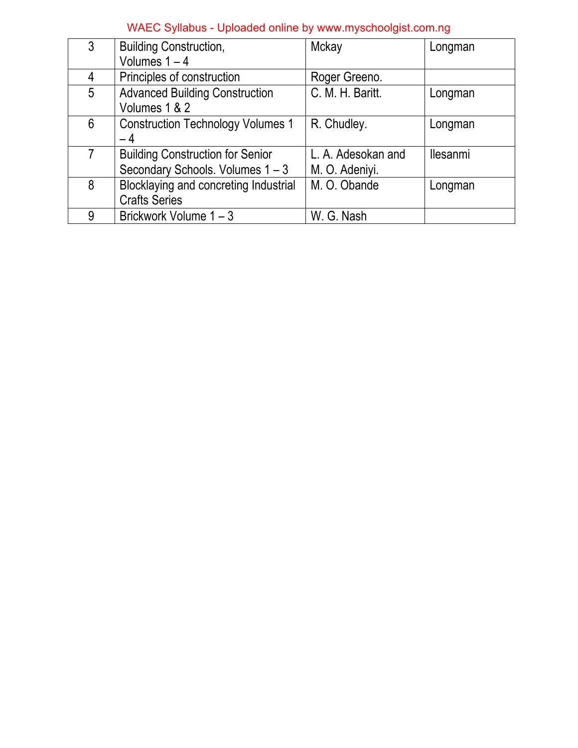| | | | |
|---|---|---|---|
| 3 | Building Construction, Volumes 1 – 4 | Mckay | Longman |
| 4 | Principles of construction | Roger Greeno. | |
| 5 | Advanced Building Construction Volumes 1 & 2 | C. M. H. Baritt. | Longman |
| 6 | Construction Technology Volumes 1 – 4 | R. Chudley. | Longman |
| 7 | Building Construction for Senior Secondary Schools. Volumes 1 – 3 | L. A. Adesokan and M. O. Adeniyi. | Ilesanmi |
| 8 | Blocklaying and concreting Industrial Crafts Series | M. O. Obande | Longman |
| 9 | Brickwork Volume 1 – 3 | W. G. Nash | |